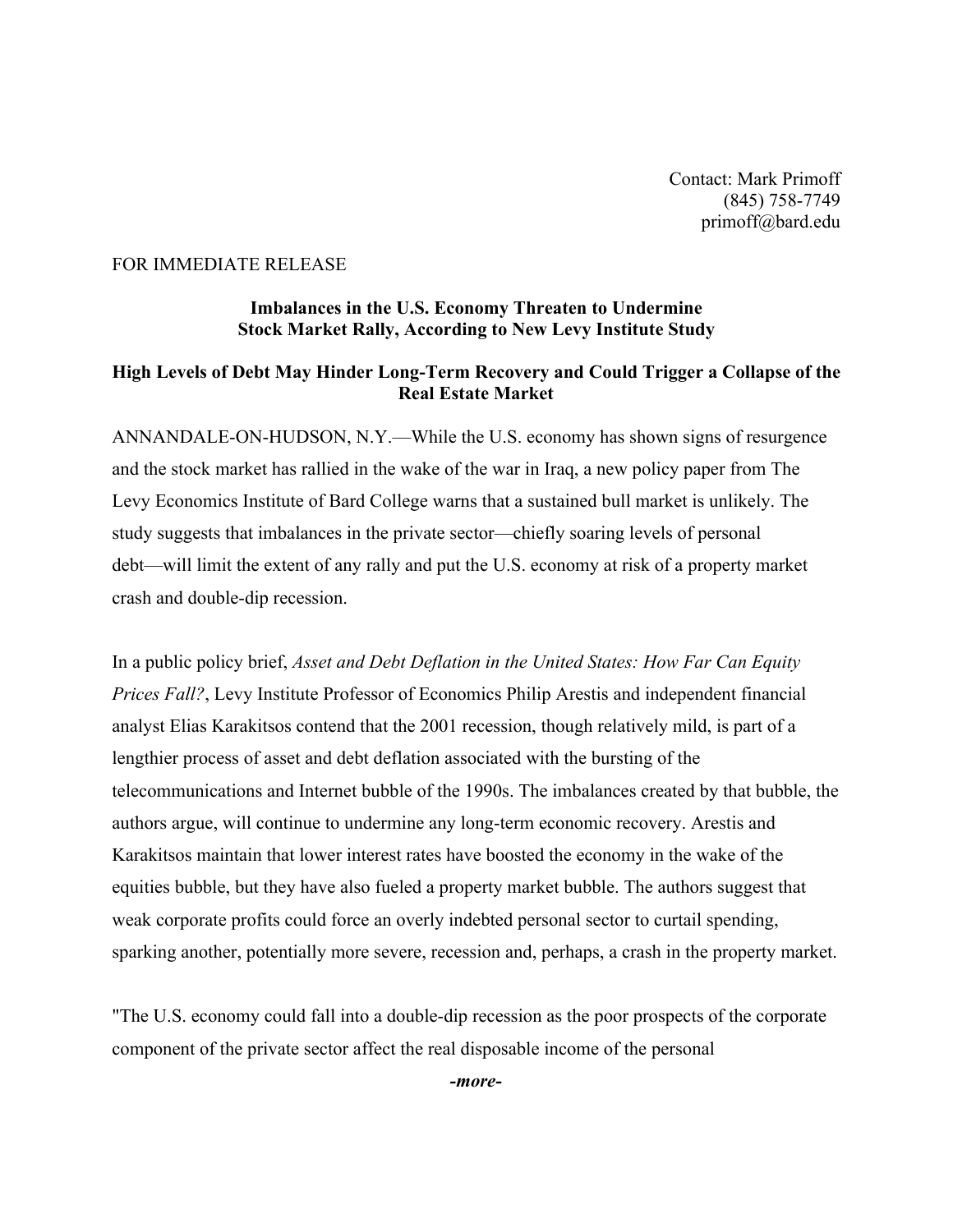Contact: Mark Primoff
(845) 758-7749
primoff@bard.edu

FOR IMMEDIATE RELEASE

## Imbalances in the U.S. Economy Threaten to Undermine Stock Market Rally, According to New Levy Institute Study

### High Levels of Debt May Hinder Long-Term Recovery and Could Trigger a Collapse of the Real Estate Market

ANNANDALE-ON-HUDSON, N.Y.—While the U.S. economy has shown signs of resurgence and the stock market has rallied in the wake of the war in Iraq, a new policy paper from The Levy Economics Institute of Bard College warns that a sustained bull market is unlikely. The study suggests that imbalances in the private sector—chiefly soaring levels of personal debt—will limit the extent of any rally and put the U.S. economy at risk of a property market crash and double-dip recession.

In a public policy brief, *Asset and Debt Deflation in the United States: How Far Can Equity Prices Fall?*, Levy Institute Professor of Economics Philip Arestis and independent financial analyst Elias Karakitsos contend that the 2001 recession, though relatively mild, is part of a lengthier process of asset and debt deflation associated with the bursting of the telecommunications and Internet bubble of the 1990s. The imbalances created by that bubble, the authors argue, will continue to undermine any long-term economic recovery. Arestis and Karakitsos maintain that lower interest rates have boosted the economy in the wake of the equities bubble, but they have also fueled a property market bubble. The authors suggest that weak corporate profits could force an overly indebted personal sector to curtail spending, sparking another, potentially more severe, recession and, perhaps, a crash in the property market.

"The U.S. economy could fall into a double-dip recession as the poor prospects of the corporate component of the private sector affect the real disposable income of the personal

***-more-***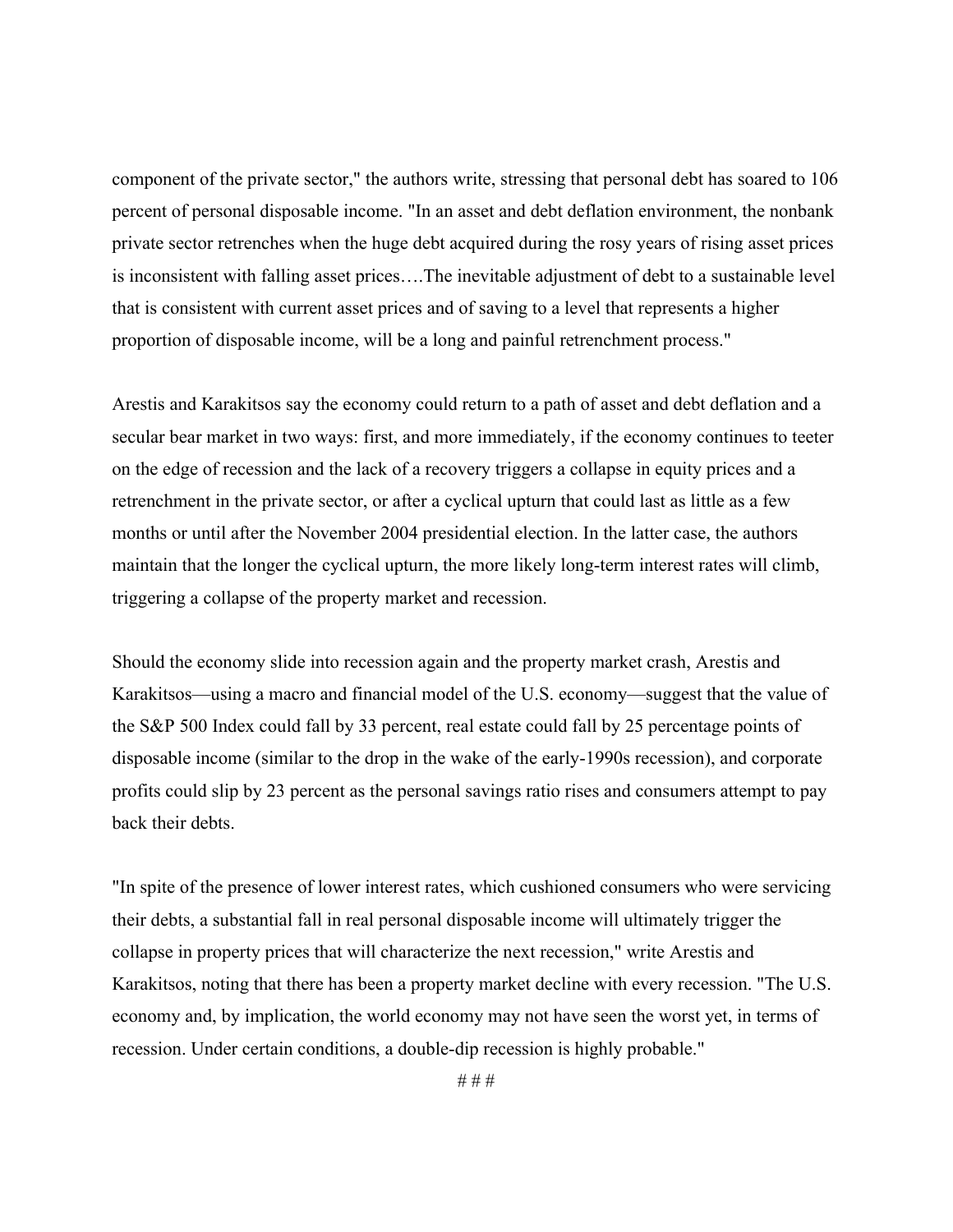component of the private sector," the authors write, stressing that personal debt has soared to 106 percent of personal disposable income. "In an asset and debt deflation environment, the nonbank private sector retrenches when the huge debt acquired during the rosy years of rising asset prices is inconsistent with falling asset prices….The inevitable adjustment of debt to a sustainable level that is consistent with current asset prices and of saving to a level that represents a higher proportion of disposable income, will be a long and painful retrenchment process."

Arestis and Karakitsos say the economy could return to a path of asset and debt deflation and a secular bear market in two ways: first, and more immediately, if the economy continues to teeter on the edge of recession and the lack of a recovery triggers a collapse in equity prices and a retrenchment in the private sector, or after a cyclical upturn that could last as little as a few months or until after the November 2004 presidential election. In the latter case, the authors maintain that the longer the cyclical upturn, the more likely long-term interest rates will climb, triggering a collapse of the property market and recession.

Should the economy slide into recession again and the property market crash, Arestis and Karakitsos—using a macro and financial model of the U.S. economy—suggest that the value of the S&P 500 Index could fall by 33 percent, real estate could fall by 25 percentage points of disposable income (similar to the drop in the wake of the early-1990s recession), and corporate profits could slip by 23 percent as the personal savings ratio rises and consumers attempt to pay back their debts.

"In spite of the presence of lower interest rates, which cushioned consumers who were servicing their debts, a substantial fall in real personal disposable income will ultimately trigger the collapse in property prices that will characterize the next recession," write Arestis and Karakitsos, noting that there has been a property market decline with every recession. "The U.S. economy and, by implication, the world economy may not have seen the worst yet, in terms of recession. Under certain conditions, a double-dip recession is highly probable."

# # #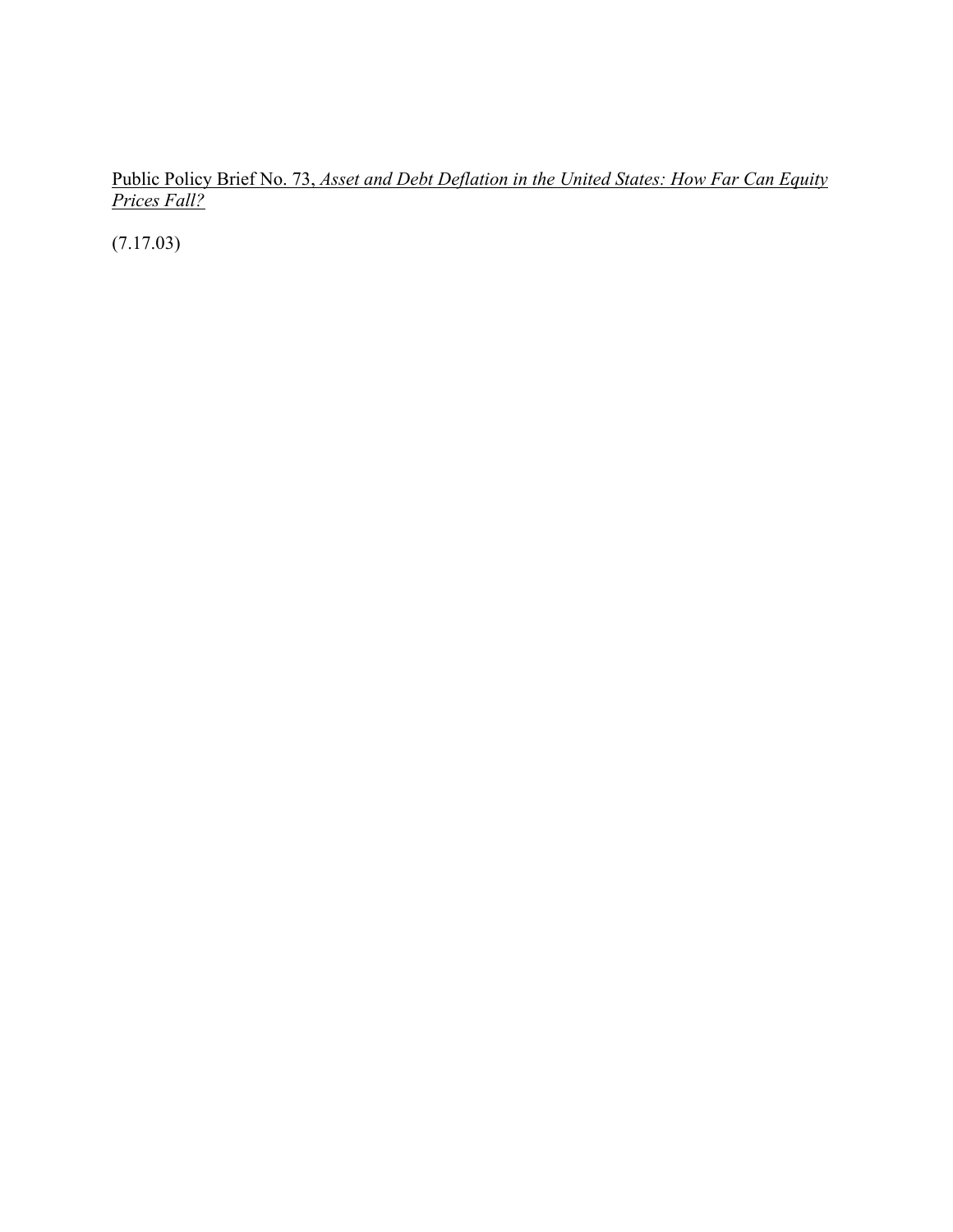Public Policy Brief No. 73, *Asset and Debt Deflation in the United States: How Far Can Equity Prices Fall?*

(7.17.03)